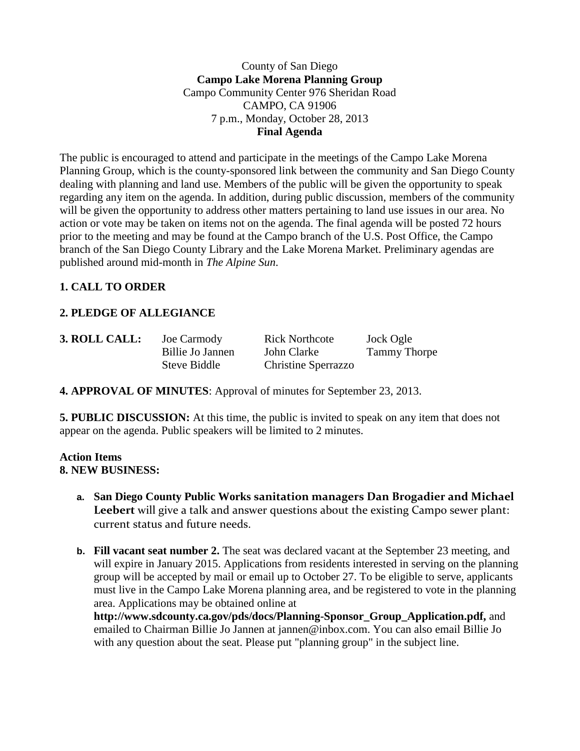County of San Diego

**Campo Lake Morena Planning Group**

Campo Community Center 976 Sheridan Road

CAMPO, CA 91906

7 p.m., Monday, October 28, 2013

**Final Agenda**

The public is encouraged to attend and participate in the meetings of the Campo Lake Morena Planning Group, which is the county-sponsored link between the community and San Diego County dealing with planning and land use. Members of the public will be given the opportunity to speak regarding any item on the agenda. In addition, during public discussion, members of the community will be given the opportunity to address other matters pertaining to land use issues in our area. No action or vote may be taken on items not on the agenda. The final agenda will be posted 72 hours prior to the meeting and may be found at the Campo branch of the U.S. Post Office, the Campo branch of the San Diego County Library and the Lake Morena Market. Preliminary agendas are published around mid-month in *The Alpine Sun*.

**1. CALL TO ORDER**

**2. PLEDGE OF ALLEGIANCE**

| | | | |
|---|---|---|---|
| **3. ROLL CALL:** | Joe Carmody | Rick Northcote | Jock Ogle |
| | Billie Jo Jannen | John Clarke | Tammy Thorpe |
| | Steve Biddle | Christine Sperrazzo | |

**4. APPROVAL OF MINUTES**: Approval of minutes for September 23, 2013.

**5. PUBLIC DISCUSSION:** At this time, the public is invited to speak on any item that does not appear on the agenda. Public speakers will be limited to 2 minutes.

**Action Items**

**8. NEW BUSINESS:**

a. **San Diego County Public Works sanitation managers Dan Brogadier and Michael Leebert** will give a talk and answer questions about the existing Campo sewer plant: current status and future needs.

b. **Fill vacant seat number 2.** The seat was declared vacant at the September 23 meeting, and will expire in January 2015. Applications from residents interested in serving on the planning group will be accepted by mail or email up to October 27. To be eligible to serve, applicants must live in the Campo Lake Morena planning area, and be registered to vote in the planning area. Applications may be obtained online at **http://www.sdcounty.ca.gov/pds/docs/Planning-Sponsor_Group_Application.pdf,** and emailed to Chairman Billie Jo Jannen at jannen@inbox.com. You can also email Billie Jo with any question about the seat. Please put "planning group" in the subject line.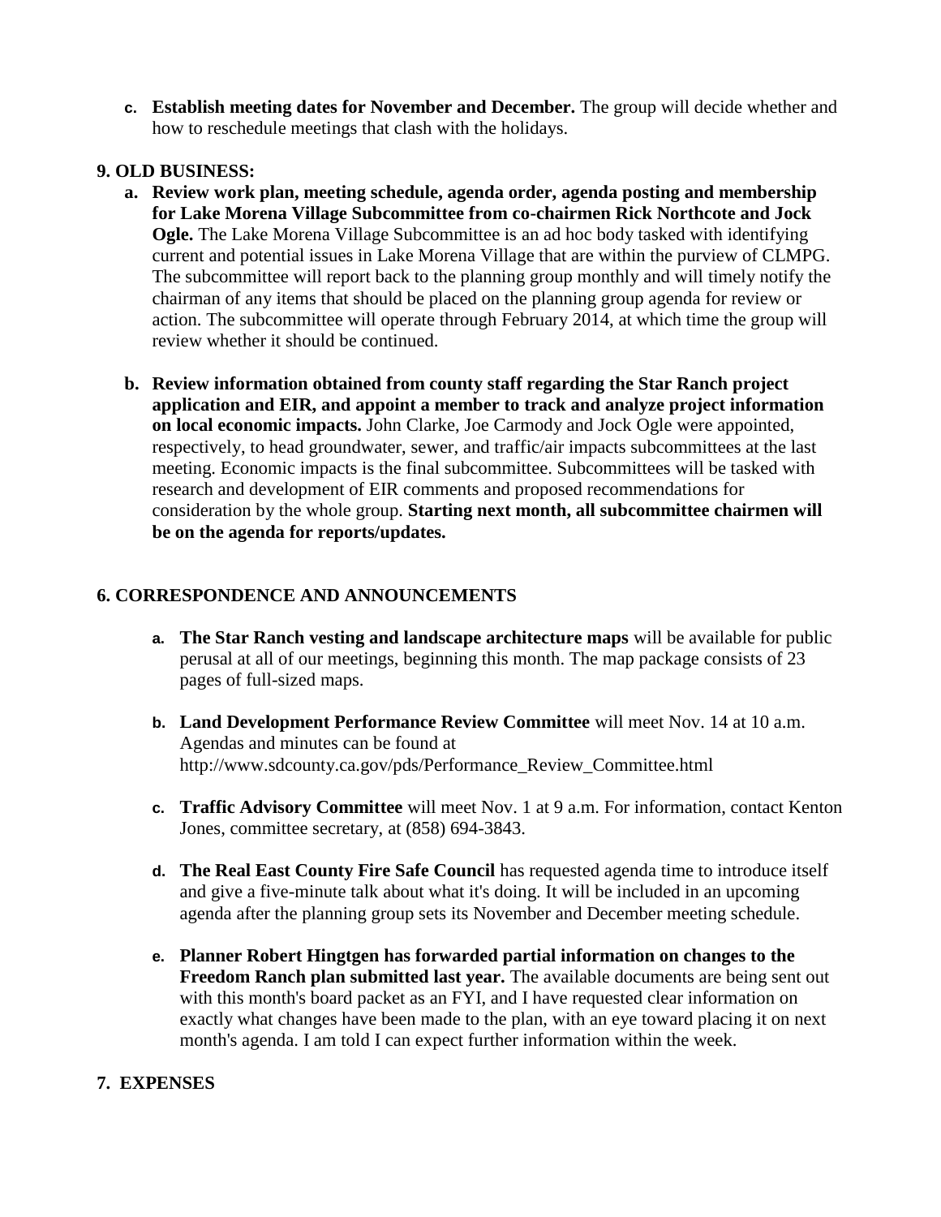c. **Establish meeting dates for November and December.** The group will decide whether and how to reschedule meetings that clash with the holidays.

**9. OLD BUSINESS:**

a. **Review work plan, meeting schedule, agenda order, agenda posting and membership for Lake Morena Village Subcommittee from co-chairmen Rick Northcote and Jock Ogle.** The Lake Morena Village Subcommittee is an ad hoc body tasked with identifying current and potential issues in Lake Morena Village that are within the purview of CLMPG. The subcommittee will report back to the planning group monthly and will timely notify the chairman of any items that should be placed on the planning group agenda for review or action. The subcommittee will operate through February 2014, at which time the group will review whether it should be continued.

b. **Review information obtained from county staff regarding the Star Ranch project application and EIR, and appoint a member to track and analyze project information on local economic impacts.** John Clarke, Joe Carmody and Jock Ogle were appointed, respectively, to head groundwater, sewer, and traffic/air impacts subcommittees at the last meeting. Economic impacts is the final subcommittee. Subcommittees will be tasked with research and development of EIR comments and proposed recommendations for consideration by the whole group. **Starting next month, all subcommittee chairmen will be on the agenda for reports/updates.**

**6. CORRESPONDENCE AND ANNOUNCEMENTS**

a. **The Star Ranch vesting and landscape architecture maps** will be available for public perusal at all of our meetings, beginning this month. The map package consists of 23 pages of full-sized maps.

b. **Land Development Performance Review Committee** will meet Nov. 14 at 10 a.m. Agendas and minutes can be found at http://www.sdcounty.ca.gov/pds/Performance_Review_Committee.html

c. **Traffic Advisory Committee** will meet Nov. 1 at 9 a.m. For information, contact Kenton Jones, committee secretary, at (858) 694-3843.

d. **The Real East County Fire Safe Council** has requested agenda time to introduce itself and give a five-minute talk about what it's doing. It will be included in an upcoming agenda after the planning group sets its November and December meeting schedule.

e. **Planner Robert Hingtgen has forwarded partial information on changes to the Freedom Ranch plan submitted last year.** The available documents are being sent out with this month's board packet as an FYI, and I have requested clear information on exactly what changes have been made to the plan, with an eye toward placing it on next month's agenda. I am told I can expect further information within the week.

**7. EXPENSES**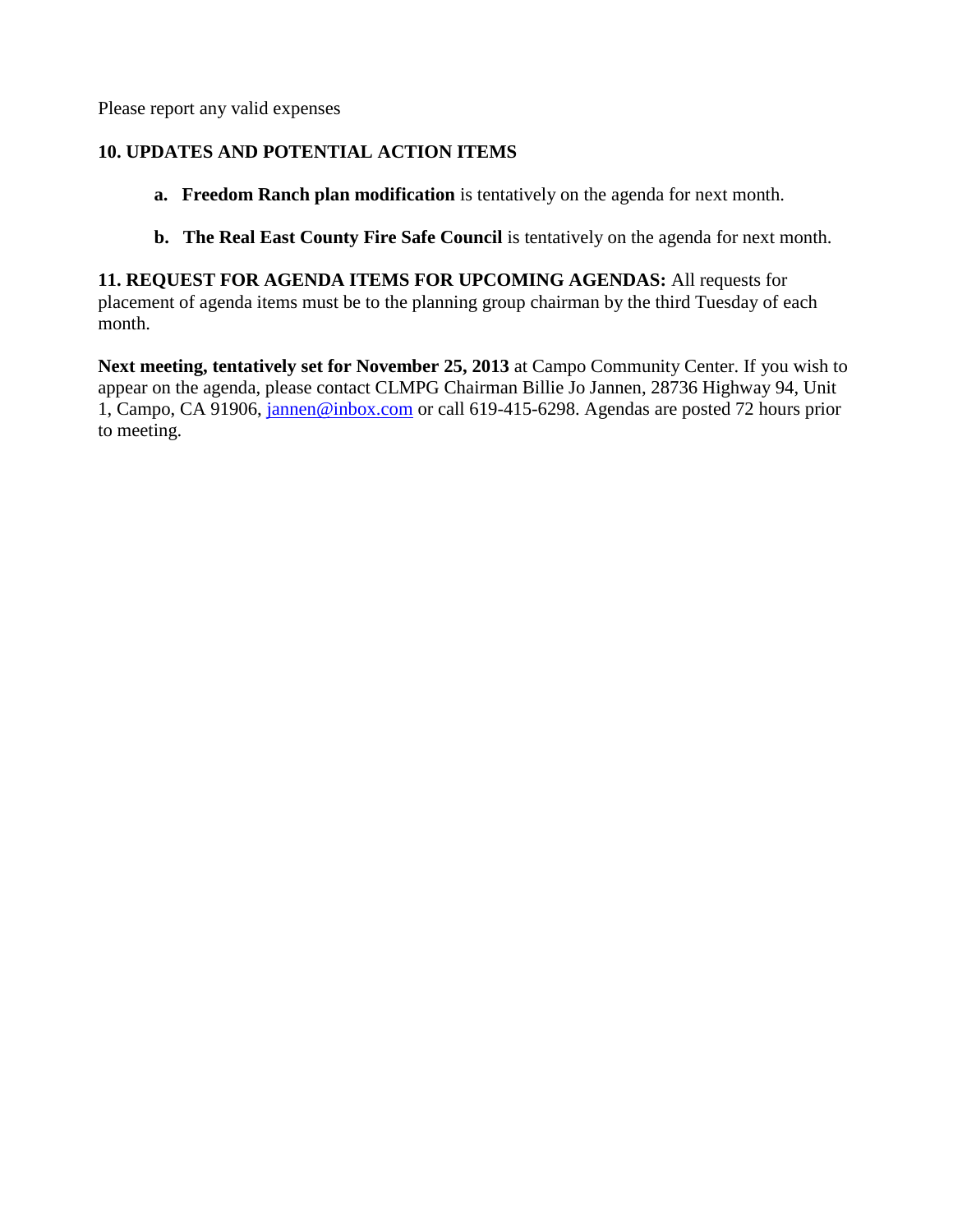Please report any valid expenses

**10. UPDATES AND POTENTIAL ACTION ITEMS**

a. **Freedom Ranch plan modification** is tentatively on the agenda for next month.

b. **The Real East County Fire Safe Council** is tentatively on the agenda for next month.

**11. REQUEST FOR AGENDA ITEMS FOR UPCOMING AGENDAS:** All requests for placement of agenda items must be to the planning group chairman by the third Tuesday of each month.

**Next meeting, tentatively set for November 25, 2013** at Campo Community Center. If you wish to appear on the agenda, please contact CLMPG Chairman Billie Jo Jannen, 28736 Highway 94, Unit 1, Campo, CA 91906, jannen@inbox.com or call 619-415-6298. Agendas are posted 72 hours prior to meeting.